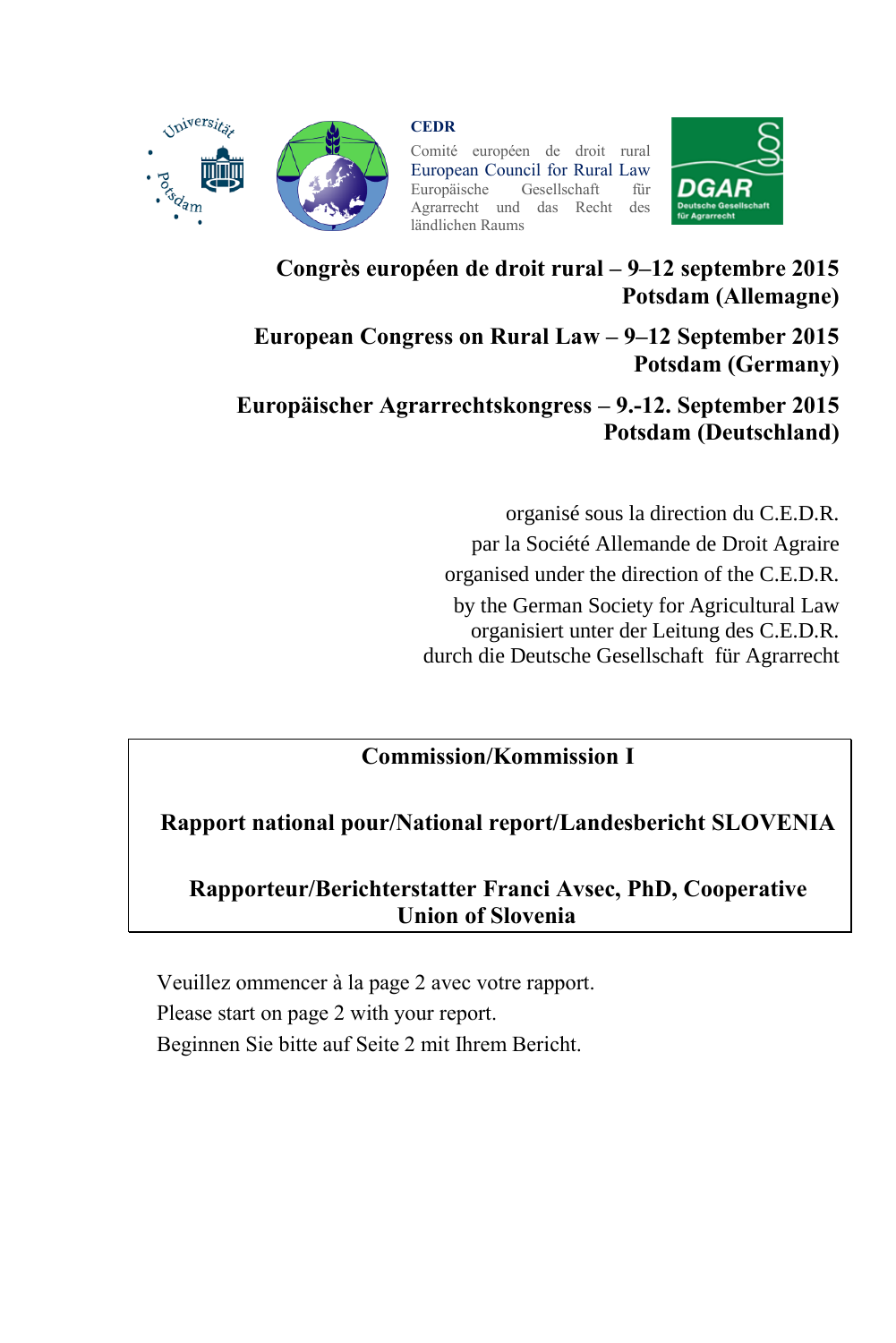**CEDR**

Comité européen de droit rural
European Council for Rural Law
Europäische Gesellschaft für Agrarrecht und das Recht des ländlichen Raums

**DGAR** Deutsche Gesellschaft für Agrarrecht

# Congrès européen de droit rural – 9–12 septembre 2015 Potsdam (Allemagne)

# European Congress on Rural Law – 9–12 September 2015 Potsdam (Germany)

# Europäischer Agrarrechtskongress – 9.-12. September 2015 Potsdam (Deutschland)

organisé sous la direction du C.E.D.R.
par la Société Allemande de Droit Agraire
organised under the direction of the C.E.D.R.
by the German Society for Agricultural Law
organisiert unter der Leitung des C.E.D.R.
durch die Deutsche Gesellschaft für Agrarrecht

## Commission/Kommission I

## Rapport national pour/National report/Landesbericht SLOVENIA

## Rapporteur/Berichterstatter Franci Avsec, PhD, Cooperative Union of Slovenia

Veuillez ommencer à la page 2 avec votre rapport.
Please start on page 2 with your report.
Beginnen Sie bitte auf Seite 2 mit Ihrem Bericht.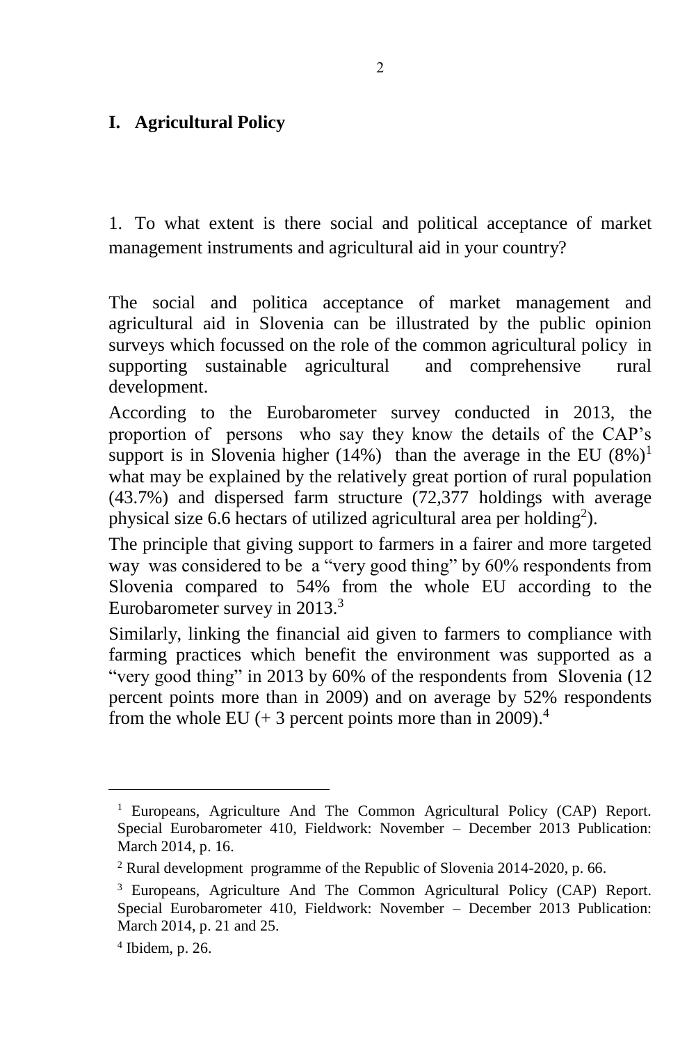## I. Agricultural Policy

1. To what extent is there social and political acceptance of market management instruments and agricultural aid in your country?

The social and politica acceptance of market management and agricultural aid in Slovenia can be illustrated by the public opinion surveys which focussed on the role of the common agricultural policy in supporting sustainable agricultural and comprehensive rural development.

According to the Eurobarometer survey conducted in 2013, the proportion of persons who say they know the details of the CAP's support is in Slovenia higher (14%) than the average in the EU (8%)[1] what may be explained by the relatively great portion of rural population (43.7%) and dispersed farm structure (72,377 holdings with average physical size 6.6 hectars of utilized agricultural area per holding[2]).

The principle that giving support to farmers in a fairer and more targeted way was considered to be a "very good thing" by 60% respondents from Slovenia compared to 54% from the whole EU according to the Eurobarometer survey in 2013.[3]

Similarly, linking the financial aid given to farmers to compliance with farming practices which benefit the environment was supported as a "very good thing" in 2013 by 60% of the respondents from Slovenia (12 percent points more than in 2009) and on average by 52% respondents from the whole EU (+ 3 percent points more than in 2009).[4]

---

[1] Europeans, Agriculture And The Common Agricultural Policy (CAP) Report. Special Eurobarometer 410, Fieldwork: November – December 2013 Publication: March 2014, p. 16.

[2] Rural development programme of the Republic of Slovenia 2014-2020, p. 66.

[3] Europeans, Agriculture And The Common Agricultural Policy (CAP) Report. Special Eurobarometer 410, Fieldwork: November – December 2013 Publication: March 2014, p. 21 and 25.

[4] Ibidem, p. 26.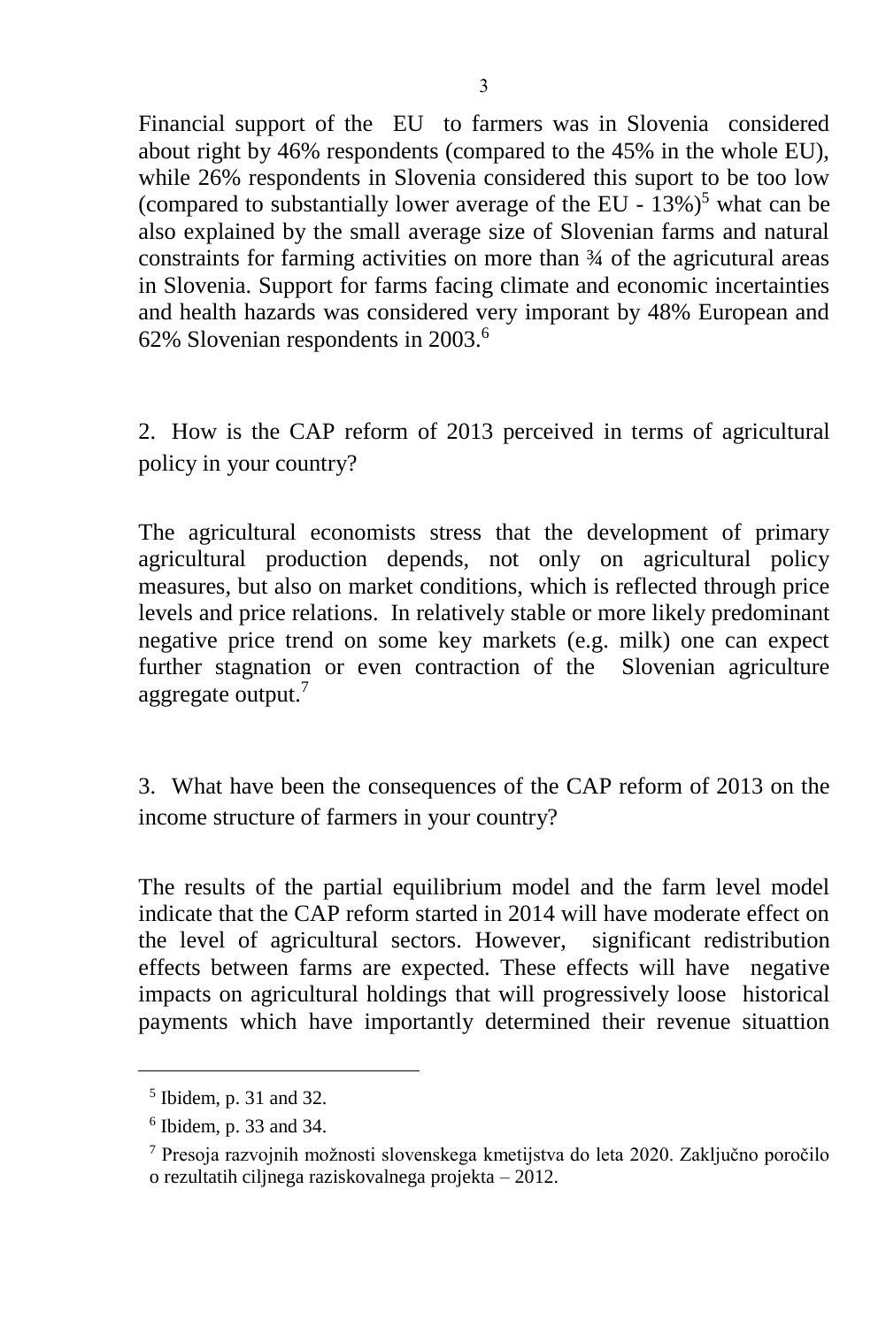Financial support of the EU to farmers was in Slovenia considered about right by 46% respondents (compared to the 45% in the whole EU), while 26% respondents in Slovenia considered this suport to be too low (compared to substantially lower average of the EU - 13%)[5] what can be also explained by the small average size of Slovenian farms and natural constraints for farming activities on more than ¾ of the agricutural areas in Slovenia. Support for farms facing climate and economic incertainties and health hazards was considered very imporant by 48% European and 62% Slovenian respondents in 2003.[6]

2. How is the CAP reform of 2013 perceived in terms of agricultural policy in your country?

The agricultural economists stress that the development of primary agricultural production depends, not only on agricultural policy measures, but also on market conditions, which is reflected through price levels and price relations. In relatively stable or more likely predominant negative price trend on some key markets (e.g. milk) one can expect further stagnation or even contraction of the Slovenian agriculture aggregate output.[7]

3. What have been the consequences of the CAP reform of 2013 on the income structure of farmers in your country?

The results of the partial equilibrium model and the farm level model indicate that the CAP reform started in 2014 will have moderate effect on the level of agricultural sectors. However, significant redistribution effects between farms are expected. These effects will have negative impacts on agricultural holdings that will progressively loose historical payments which have importantly determined their revenue situattion

---

[5] Ibidem, p. 31 and 32.

[6] Ibidem, p. 33 and 34.

[7] Presoja razvojnih možnosti slovenskega kmetijstva do leta 2020. Zaključno poročilo o rezultatih ciljnega raziskovalnega projekta – 2012.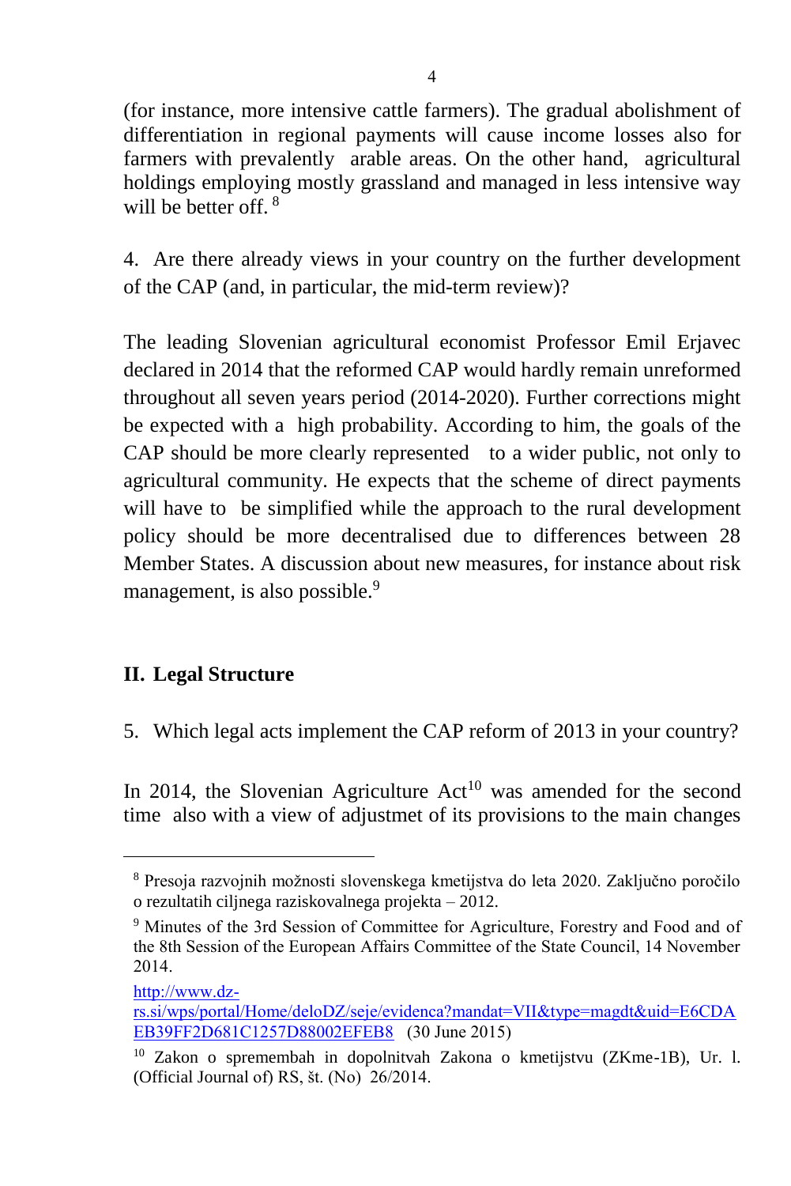(for instance, more intensive cattle farmers). The gradual abolishment of differentiation in regional payments will cause income losses also for farmers with prevalently arable areas. On the other hand, agricultural holdings employing mostly grassland and managed in less intensive way will be better off. [8]

4. Are there already views in your country on the further development of the CAP (and, in particular, the mid-term review)?

The leading Slovenian agricultural economist Professor Emil Erjavec declared in 2014 that the reformed CAP would hardly remain unreformed throughout all seven years period (2014-2020). Further corrections might be expected with a high probability. According to him, the goals of the CAP should be more clearly represented to a wider public, not only to agricultural community. He expects that the scheme of direct payments will have to be simplified while the approach to the rural development policy should be more decentralised due to differences between 28 Member States. A discussion about new measures, for instance about risk management, is also possible.[9]

## II. Legal Structure

5. Which legal acts implement the CAP reform of 2013 in your country?

In 2014, the Slovenian Agriculture Act[10] was amended for the second time also with a view of adjustmet of its provisions to the main changes

---

[8] Presoja razvojnih možnosti slovenskega kmetijstva do leta 2020. Zaključno poročilo o rezultatih ciljnega raziskovalnega projekta – 2012.

[9] Minutes of the 3rd Session of Committee for Agriculture, Forestry and Food and of the 8th Session of the European Affairs Committee of the State Council, 14 November 2014.

http://www.dz-rs.si/wps/portal/Home/deloDZ/seje/evidenca?mandat=VII&type=magdt&uid=E6CDAEB39FF2D681C1257D88002EFEB8 (30 June 2015)

[10] Zakon o spremembah in dopolnitvah Zakona o kmetijstvu (ZKme-1B), Ur. l. (Official Journal of) RS, št. (No) 26/2014.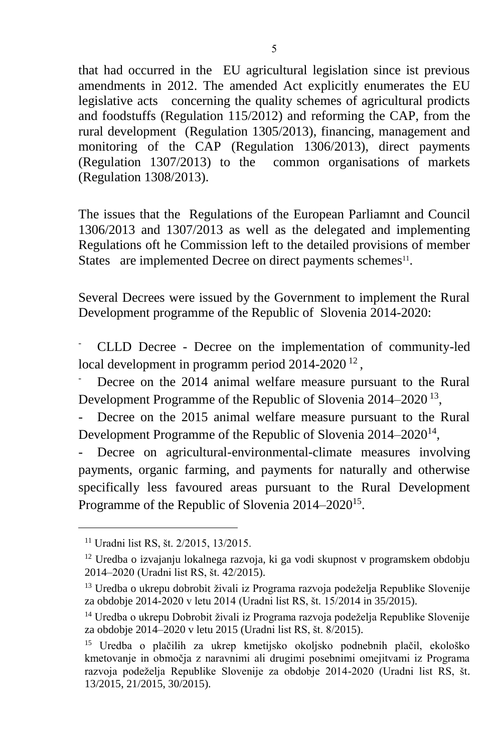that had occurred in the EU agricultural legislation since ist previous amendments in 2012. The amended Act explicitly enumerates the EU legislative acts concerning the quality schemes of agricultural prodicts and foodstuffs (Regulation 115/2012) and reforming the CAP, from the rural development (Regulation 1305/2013), financing, management and monitoring of the CAP (Regulation 1306/2013), direct payments (Regulation 1307/2013) to the common organisations of markets (Regulation 1308/2013).

The issues that the Regulations of the European Parliamnt and Council 1306/2013 and 1307/2013 as well as the delegated and implementing Regulations oft he Commission left to the detailed provisions of member States are implemented Decree on direct payments schemes[11].

Several Decrees were issued by the Government to implement the Rural Development programme of the Republic of Slovenia 2014-2020:

- CLLD Decree - Decree on the implementation of community-led local development in programm period 2014-2020 [12] ,
- Decree on the 2014 animal welfare measure pursuant to the Rural Development Programme of the Republic of Slovenia 2014–2020 [13],
- Decree on the 2015 animal welfare measure pursuant to the Rural Development Programme of the Republic of Slovenia 2014–2020[14],
- Decree on agricultural-environmental-climate measures involving payments, organic farming, and payments for naturally and otherwise specifically less favoured areas pursuant to the Rural Development Programme of the Republic of Slovenia 2014–2020[15].

---

[11] Uradni list RS, št. 2/2015, 13/2015.

[12] Uredba o izvajanju lokalnega razvoja, ki ga vodi skupnost v programskem obdobju 2014–2020 (Uradni list RS, št. 42/2015).

[13] Uredba o ukrepu dobrobit živali iz Programa razvoja podeželja Republike Slovenije za obdobje 2014-2020 v letu 2014 (Uradni list RS, št. 15/2014 in 35/2015).

[14] Uredba o ukrepu Dobrobit živali iz Programa razvoja podeželja Republike Slovenije za obdobje 2014–2020 v letu 2015 (Uradni list RS, št. 8/2015).

[15] Uredba o plačilih za ukrep kmetijsko okoljsko podnebnih plačil, ekološko kmetovanje in območja z naravnimi ali drugimi posebnimi omejitvami iz Programa razvoja podeželja Republike Slovenije za obdobje 2014-2020 (Uradni list RS, št. 13/2015, 21/2015, 30/2015).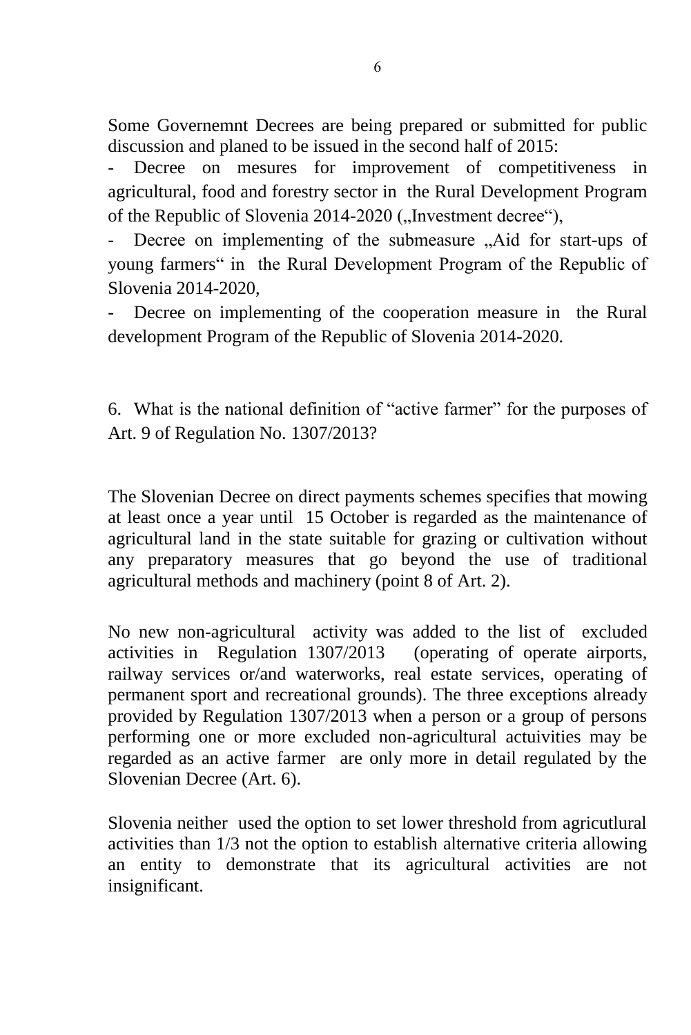Some Governemnt Decrees are being prepared or submitted for public discussion and planed to be issued in the second half of 2015:

- Decree on mesures for improvement of competitiveness in agricultural, food and forestry sector in the Rural Development Program of the Republic of Slovenia 2014-2020 („Investment decree“),
- Decree on implementing of the submeasure „Aid for start-ups of young farmers“ in the Rural Development Program of the Republic of Slovenia 2014-2020,
- Decree on implementing of the cooperation measure in the Rural development Program of the Republic of Slovenia 2014-2020.

6. What is the national definition of “active farmer” for the purposes of Art. 9 of Regulation No. 1307/2013?

The Slovenian Decree on direct payments schemes specifies that mowing at least once a year until 15 October is regarded as the maintenance of agricultural land in the state suitable for grazing or cultivation without any preparatory measures that go beyond the use of traditional agricultural methods and machinery (point 8 of Art. 2).

No new non-agricultural activity was added to the list of excluded activities in Regulation 1307/2013 (operating of operate airports, railway services or/and waterworks, real estate services, operating of permanent sport and recreational grounds). The three exceptions already provided by Regulation 1307/2013 when a person or a group of persons performing one or more excluded non-agricultural actuivities may be regarded as an active farmer are only more in detail regulated by the Slovenian Decree (Art. 6).

Slovenia neither used the option to set lower threshold from agricutlural activities than 1/3 not the option to establish alternative criteria allowing an entity to demonstrate that its agricultural activities are not insignificant.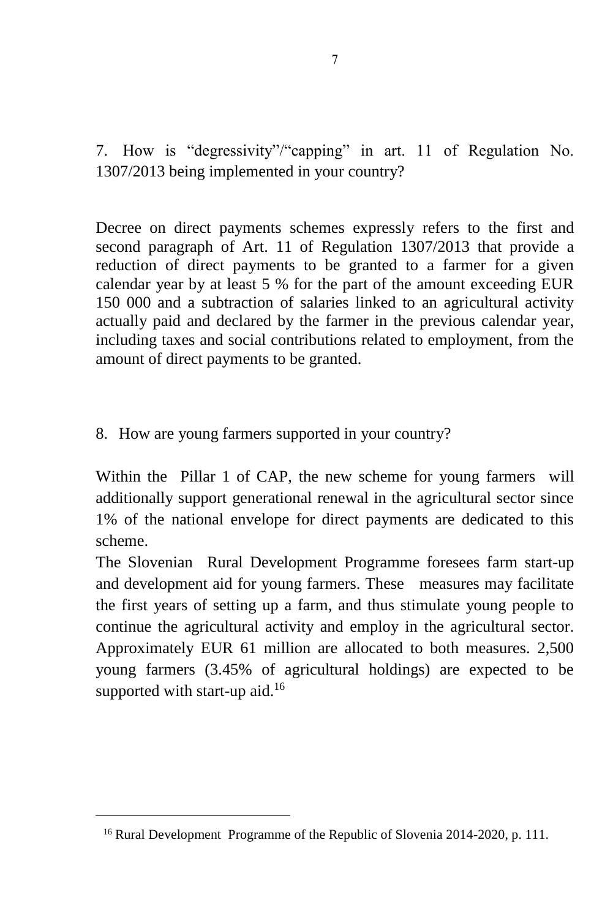7. How is "degressivity"/"capping" in art. 11 of Regulation No. 1307/2013 being implemented in your country?

Decree on direct payments schemes expressly refers to the first and second paragraph of Art. 11 of Regulation 1307/2013 that provide a reduction of direct payments to be granted to a farmer for a given calendar year by at least 5 % for the part of the amount exceeding EUR 150 000 and a subtraction of salaries linked to an agricultural activity actually paid and declared by the farmer in the previous calendar year, including taxes and social contributions related to employment, from the amount of direct payments to be granted.

8. How are young farmers supported in your country?

Within the Pillar 1 of CAP, the new scheme for young farmers will additionally support generational renewal in the agricultural sector since 1% of the national envelope for direct payments are dedicated to this scheme.

The Slovenian Rural Development Programme foresees farm start-up and development aid for young farmers. These measures may facilitate the first years of setting up a farm, and thus stimulate young people to continue the agricultural activity and employ in the agricultural sector. Approximately EUR 61 million are allocated to both measures. 2,500 young farmers (3.45% of agricultural holdings) are expected to be supported with start-up aid.[16]

[16] Rural Development Programme of the Republic of Slovenia 2014-2020, p. 111.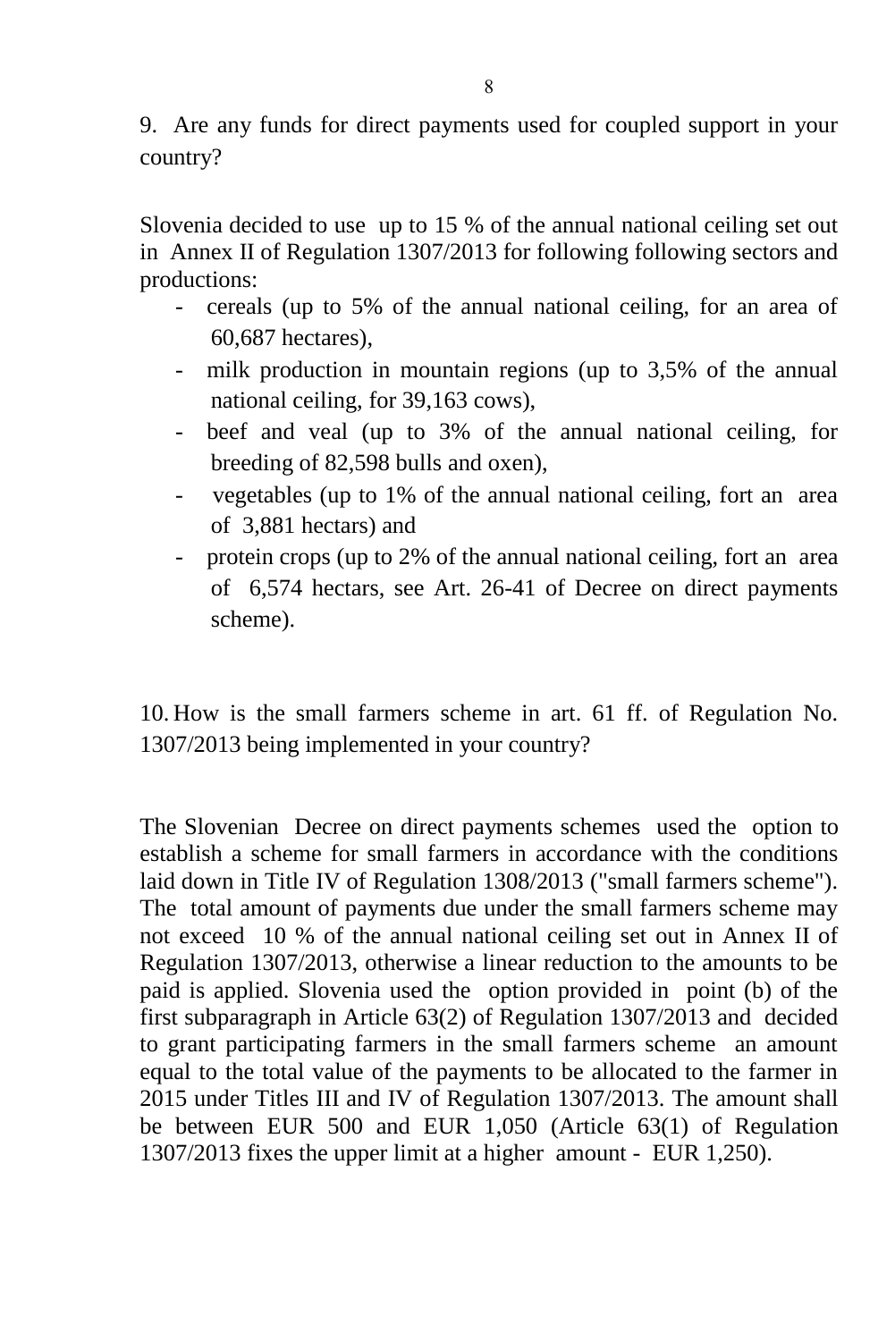9. Are any funds for direct payments used for coupled support in your country?

Slovenia decided to use up to 15 % of the annual national ceiling set out in Annex II of Regulation 1307/2013 for following following sectors and productions:

- cereals (up to 5% of the annual national ceiling, for an area of 60,687 hectares),
- milk production in mountain regions (up to 3,5% of the annual national ceiling, for 39,163 cows),
- beef and veal (up to 3% of the annual national ceiling, for breeding of 82,598 bulls and oxen),
- vegetables (up to 1% of the annual national ceiling, fort an area of 3,881 hectars) and
- protein crops (up to 2% of the annual national ceiling, fort an area of 6,574 hectars, see Art. 26-41 of Decree on direct payments scheme).

10. How is the small farmers scheme in art. 61 ff. of Regulation No. 1307/2013 being implemented in your country?

The Slovenian Decree on direct payments schemes used the option to establish a scheme for small farmers in accordance with the conditions laid down in Title IV of Regulation 1308/2013 ("small farmers scheme"). The total amount of payments due under the small farmers scheme may not exceed 10 % of the annual national ceiling set out in Annex II of Regulation 1307/2013, otherwise a linear reduction to the amounts to be paid is applied. Slovenia used the option provided in point (b) of the first subparagraph in Article 63(2) of Regulation 1307/2013 and decided to grant participating farmers in the small farmers scheme an amount equal to the total value of the payments to be allocated to the farmer in 2015 under Titles III and IV of Regulation 1307/2013. The amount shall be between EUR 500 and EUR 1,050 (Article 63(1) of Regulation 1307/2013 fixes the upper limit at a higher amount - EUR 1,250).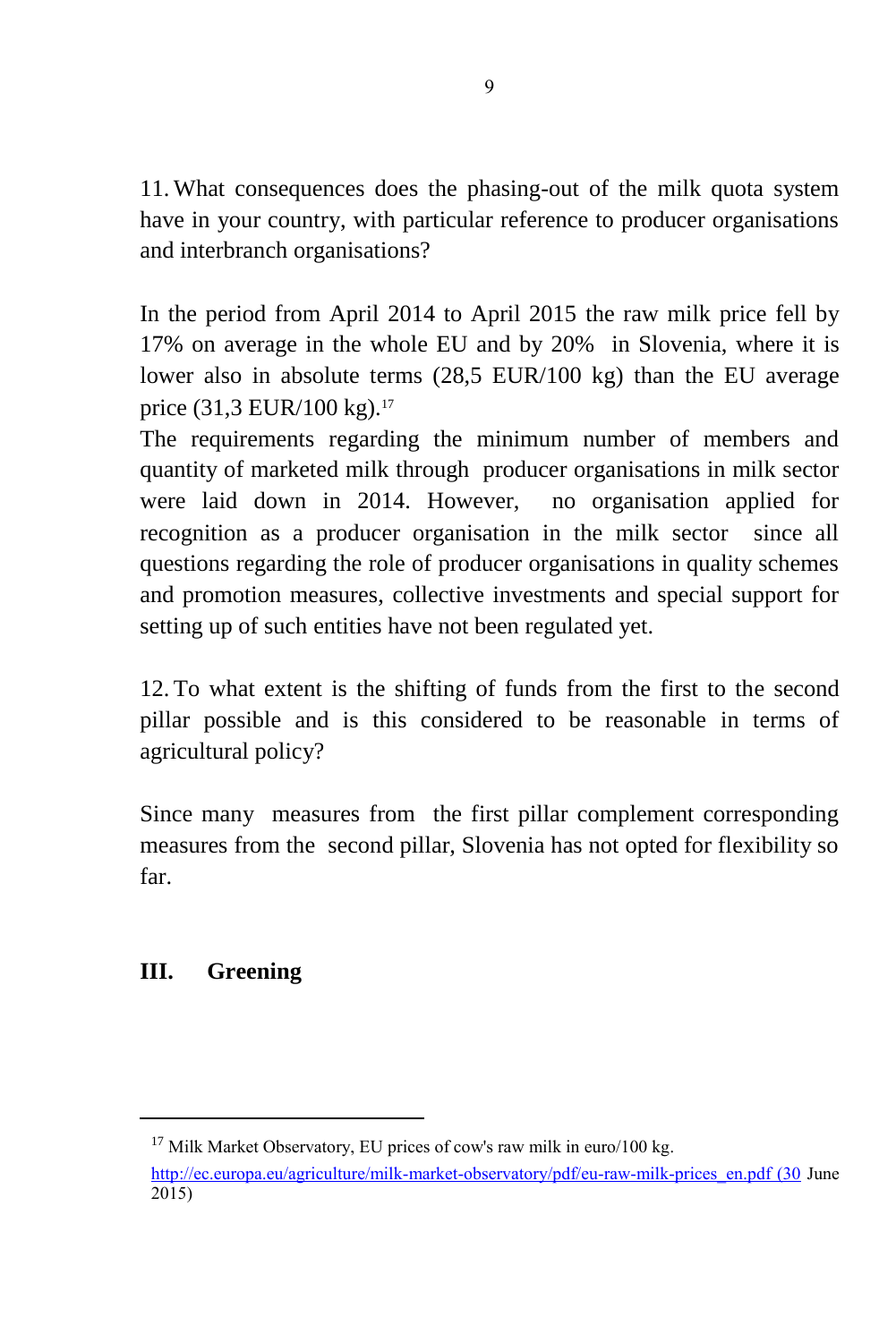11. What consequences does the phasing-out of the milk quota system have in your country, with particular reference to producer organisations and interbranch organisations?

In the period from April 2014 to April 2015 the raw milk price fell by 17% on average in the whole EU and by 20% in Slovenia, where it is lower also in absolute terms (28,5 EUR/100 kg) than the EU average price (31,3 EUR/100 kg).[17]

The requirements regarding the minimum number of members and quantity of marketed milk through producer organisations in milk sector were laid down in 2014. However, no organisation applied for recognition as a producer organisation in the milk sector since all questions regarding the role of producer organisations in quality schemes and promotion measures, collective investments and special support for setting up of such entities have not been regulated yet.

12. To what extent is the shifting of funds from the first to the second pillar possible and is this considered to be reasonable in terms of agricultural policy?

Since many measures from the first pillar complement corresponding measures from the second pillar, Slovenia has not opted for flexibility so far.

## III. Greening

---

[17] Milk Market Observatory, EU prices of cow's raw milk in euro/100 kg. http://ec.europa.eu/agriculture/milk-market-observatory/pdf/eu-raw-milk-prices_en.pdf (30 June 2015)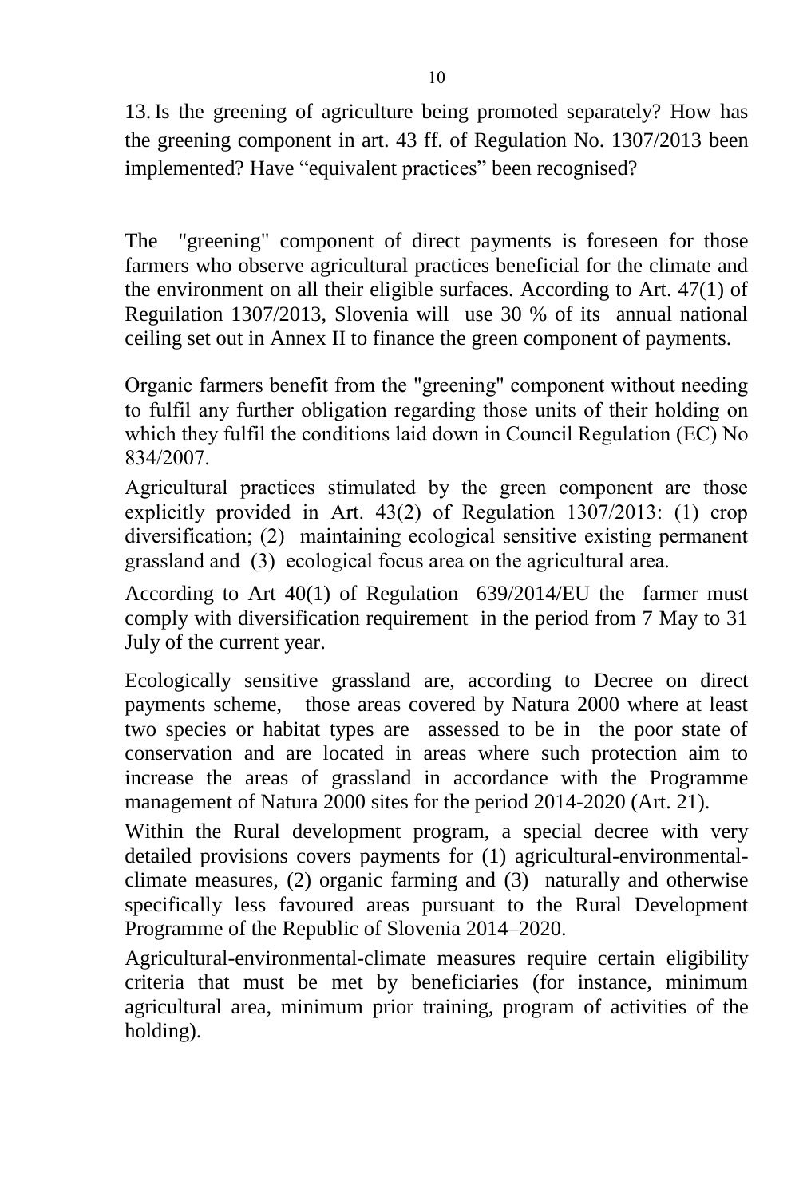13. Is the greening of agriculture being promoted separately? How has the greening component in art. 43 ff. of Regulation No. 1307/2013 been implemented? Have "equivalent practices" been recognised?

The "greening" component of direct payments is foreseen for those farmers who observe agricultural practices beneficial for the climate and the environment on all their eligible surfaces. According to Art. 47(1) of Reguilation 1307/2013, Slovenia will use 30 % of its annual national ceiling set out in Annex II to finance the green component of payments.

Organic farmers benefit from the "greening" component without needing to fulfil any further obligation regarding those units of their holding on which they fulfil the conditions laid down in Council Regulation (EC) No 834/2007.

Agricultural practices stimulated by the green component are those explicitly provided in Art. 43(2) of Regulation 1307/2013: (1) crop diversification; (2) maintaining ecological sensitive existing permanent grassland and (3) ecological focus area on the agricultural area.

According to Art 40(1) of Regulation 639/2014/EU the farmer must comply with diversification requirement in the period from 7 May to 31 July of the current year.

Ecologically sensitive grassland are, according to Decree on direct payments scheme, those areas covered by Natura 2000 where at least two species or habitat types are assessed to be in the poor state of conservation and are located in areas where such protection aim to increase the areas of grassland in accordance with the Programme management of Natura 2000 sites for the period 2014-2020 (Art. 21).

Within the Rural development program, a special decree with very detailed provisions covers payments for (1) agricultural-environmental-climate measures, (2) organic farming and (3) naturally and otherwise specifically less favoured areas pursuant to the Rural Development Programme of the Republic of Slovenia 2014–2020.

Agricultural-environmental-climate measures require certain eligibility criteria that must be met by beneficiaries (for instance, minimum agricultural area, minimum prior training, program of activities of the holding).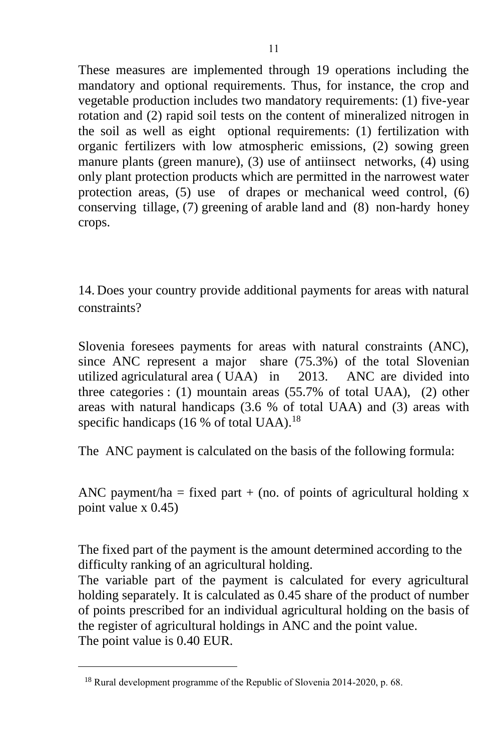These measures are implemented through 19 operations including the mandatory and optional requirements. Thus, for instance, the crop and vegetable production includes two mandatory requirements: (1) five-year rotation and (2) rapid soil tests on the content of mineralized nitrogen in the soil as well as eight optional requirements: (1) fertilization with organic fertilizers with low atmospheric emissions, (2) sowing green manure plants (green manure), (3) use of antiinsect networks, (4) using only plant protection products which are permitted in the narrowest water protection areas, (5) use of drapes or mechanical weed control, (6) conserving tillage, (7) greening of arable land and (8) non-hardy honey crops.

14. Does your country provide additional payments for areas with natural constraints?

Slovenia foresees payments for areas with natural constraints (ANC), since ANC represent a major share (75.3%) of the total Slovenian utilized agriculatural area ( UAA) in 2013. ANC are divided into three categories : (1) mountain areas (55.7% of total UAA), (2) other areas with natural handicaps (3.6 % of total UAA) and (3) areas with specific handicaps (16 % of total UAA).[18]

The ANC payment is calculated on the basis of the following formula:

ANC payment/ha = fixed part + (no. of points of agricultural holding x point value x 0.45)

The fixed part of the payment is the amount determined according to the difficulty ranking of an agricultural holding.
The variable part of the payment is calculated for every agricultural holding separately. It is calculated as 0.45 share of the product of number of points prescribed for an individual agricultural holding on the basis of the register of agricultural holdings in ANC and the point value.
The point value is 0.40 EUR.

---

[18] Rural development programme of the Republic of Slovenia 2014-2020, p. 68.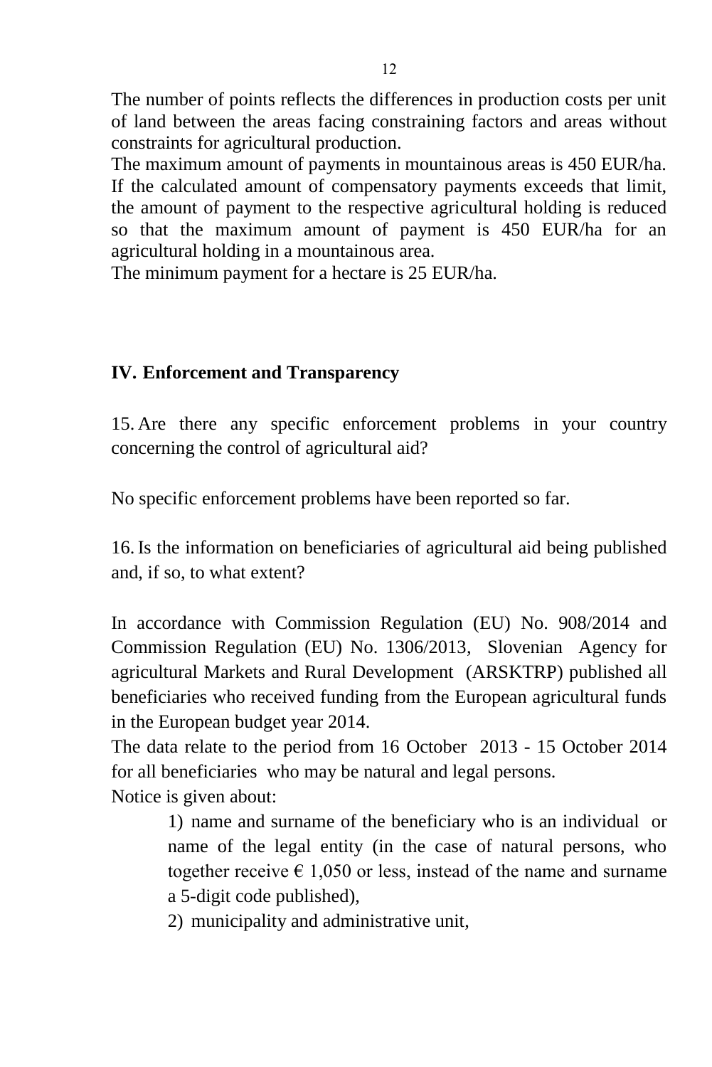The number of points reflects the differences in production costs per unit of land between the areas facing constraining factors and areas without constraints for agricultural production.
The maximum amount of payments in mountainous areas is 450 EUR/ha. If the calculated amount of compensatory payments exceeds that limit, the amount of payment to the respective agricultural holding is reduced so that the maximum amount of payment is 450 EUR/ha for an agricultural holding in a mountainous area.
The minimum payment for a hectare is 25 EUR/ha.

## IV. Enforcement and Transparency

15. Are there any specific enforcement problems in your country concerning the control of agricultural aid?

No specific enforcement problems have been reported so far.

16. Is the information on beneficiaries of agricultural aid being published and, if so, to what extent?

In accordance with Commission Regulation (EU) No. 908/2014 and Commission Regulation (EU) No. 1306/2013, Slovenian Agency for agricultural Markets and Rural Development (ARSKTRP) published all beneficiaries who received funding from the European agricultural funds in the European budget year 2014.
The data relate to the period from 16 October 2013 - 15 October 2014 for all beneficiaries who may be natural and legal persons.
Notice is given about:

1) name and surname of the beneficiary who is an individual or name of the legal entity (in the case of natural persons, who together receive € 1,050 or less, instead of the name and surname a 5-digit code published),
2) municipality and administrative unit,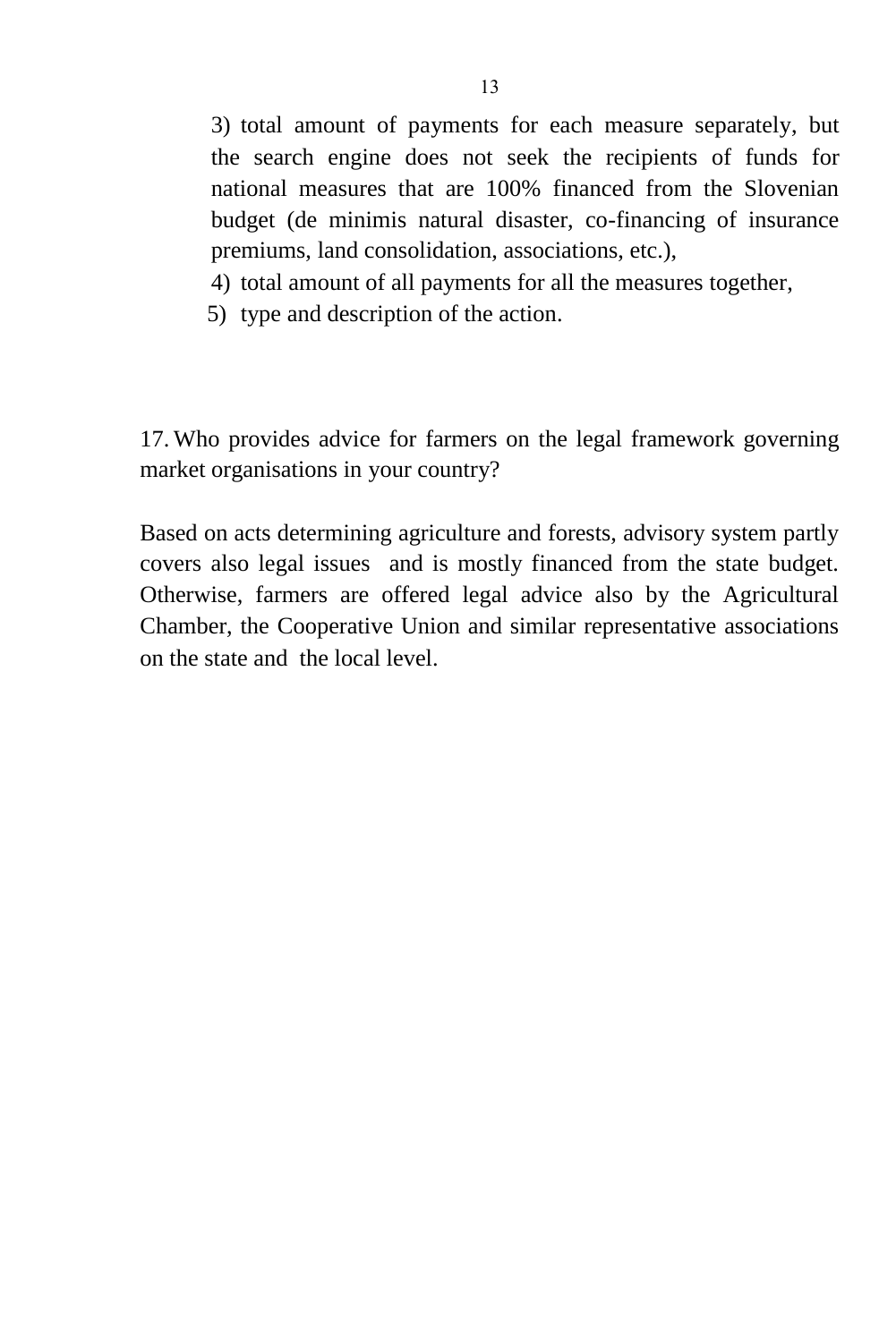3) total amount of payments for each measure separately, but the search engine does not seek the recipients of funds for national measures that are 100% financed from the Slovenian budget (de minimis natural disaster, co-financing of insurance premiums, land consolidation, associations, etc.),

4) total amount of all payments for all the measures together,

5) type and description of the action.

17. Who provides advice for farmers on the legal framework governing market organisations in your country?

Based on acts determining agriculture and forests, advisory system partly covers also legal issues and is mostly financed from the state budget. Otherwise, farmers are offered legal advice also by the Agricultural Chamber, the Cooperative Union and similar representative associations on the state and the local level.